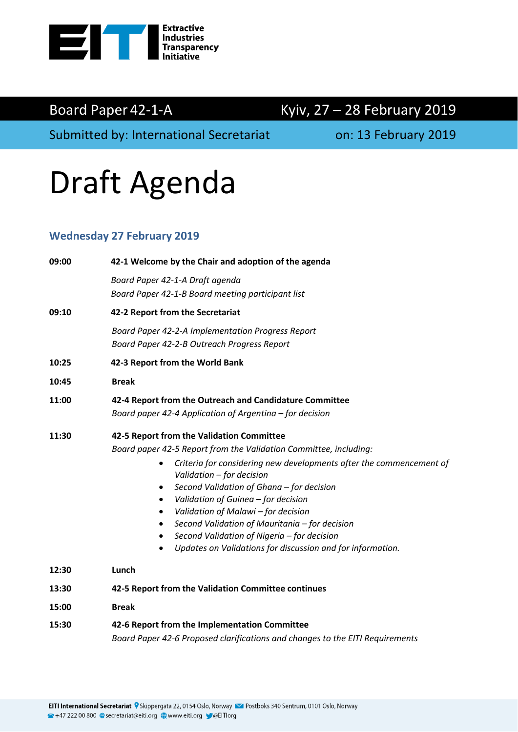Extractive Industries Transparency Initiative

Board Paper 42-1-A | Kyiv, 27 – 28 February 2019

Submitted by: International Secretariat | on: 13 February 2019

# Draft Agenda

## Wednesday 27 February 2019

**09:00** **42-1 Welcome by the Chair and adoption of the agenda**

*Board Paper 42-1-A Draft agenda*
*Board Paper 42-1-B Board meeting participant list*

**09:10** **42-2 Report from the Secretariat**

*Board Paper 42-2-A Implementation Progress Report*
*Board Paper 42-2-B Outreach Progress Report*

**10:25** **42-3 Report from the World Bank**

**10:45** **Break**

**11:00** **42-4 Report from the Outreach and Candidature Committee**
*Board paper 42-4 Application of Argentina – for decision*

**11:30** **42-5 Report from the Validation Committee**
*Board paper 42-5 Report from the Validation Committee, including:*

- *Criteria for considering new developments after the commencement of Validation – for decision*
- *Second Validation of Ghana – for decision*
- *Validation of Guinea – for decision*
- *Validation of Malawi – for decision*
- *Second Validation of Mauritania – for decision*
- *Second Validation of Nigeria – for decision*
- *Updates on Validations for discussion and for information.*

**12:30** **Lunch**

**13:30** **42-5 Report from the Validation Committee continues**

**15:00** **Break**

**15:30** **42-6 Report from the Implementation Committee**
*Board Paper 42-6 Proposed clarifications and changes to the EITI Requirements*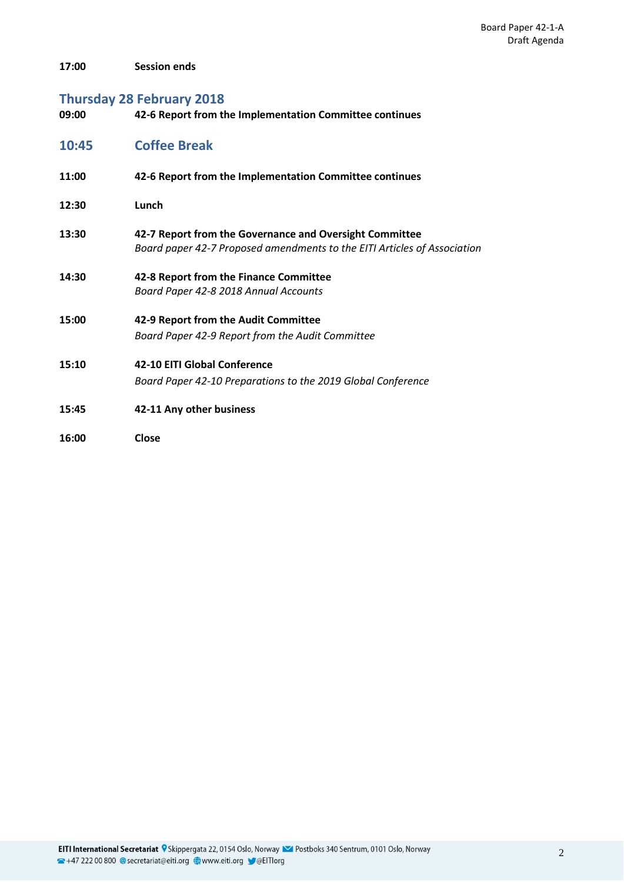**17:00** **Session ends**

## Thursday 28 February 2018

| | |
|---|---|
| **09:00** | **42-6 Report from the Implementation Committee continues** |
| **10:45** | **Coffee Break** |
| **11:00** | **42-6 Report from the Implementation Committee continues** |
| **12:30** | **Lunch** |
| **13:30** | **42-7 Report from the Governance and Oversight Committee**<br>*Board paper 42-7 Proposed amendments to the EITI Articles of Association* |
| **14:30** | **42-8 Report from the Finance Committee**<br>*Board Paper 42-8 2018 Annual Accounts* |
| **15:00** | **42-9 Report from the Audit Committee**<br>*Board Paper 42-9 Report from the Audit Committee* |
| **15:10** | **42-10 EITI Global Conference**<br>*Board Paper 42-10 Preparations to the 2019 Global Conference* |
| **15:45** | **42-11 Any other business** |
| **16:00** | **Close** |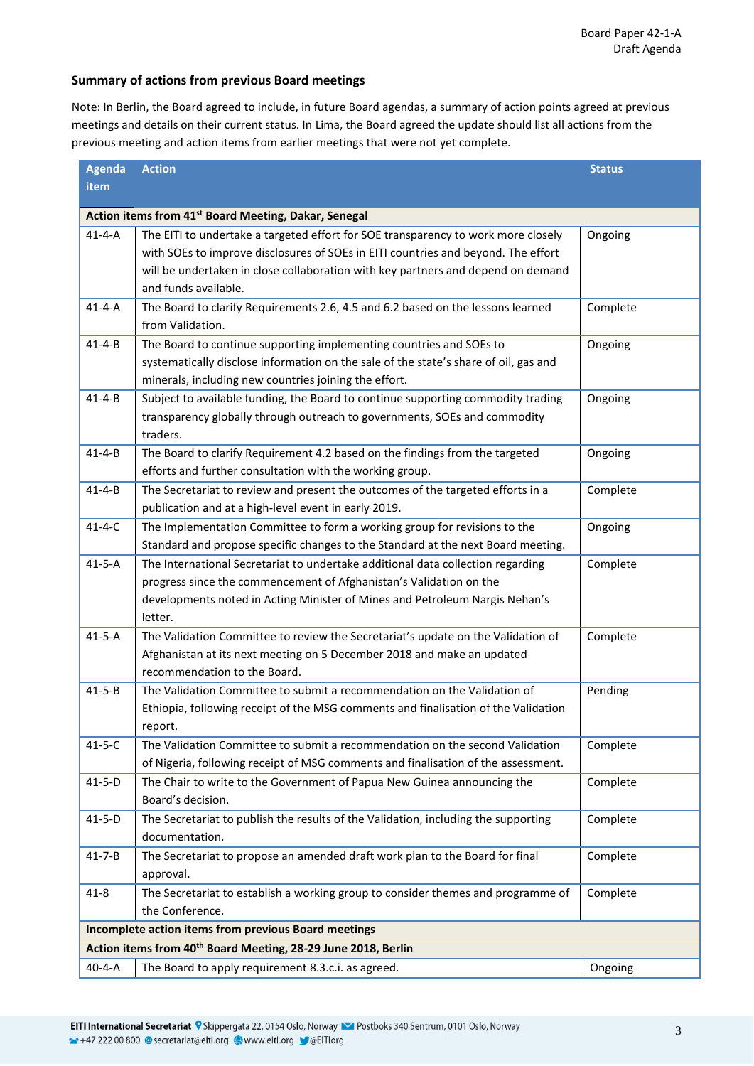## Summary of actions from previous Board meetings

Note: In Berlin, the Board agreed to include, in future Board agendas, a summary of action points agreed at previous meetings and details on their current status. In Lima, the Board agreed the update should list all actions from the previous meeting and action items from earlier meetings that were not yet complete.

| Agenda item | Action | Status |
|---|---|---|
| **Action items from 41st Board Meeting, Dakar, Senegal** | | |
| 41-4-A | The EITI to undertake a targeted effort for SOE transparency to work more closely with SOEs to improve disclosures of SOEs in EITI countries and beyond. The effort will be undertaken in close collaboration with key partners and depend on demand and funds available. | Ongoing |
| 41-4-A | The Board to clarify Requirements 2.6, 4.5 and 6.2 based on the lessons learned from Validation. | Complete |
| 41-4-B | The Board to continue supporting implementing countries and SOEs to systematically disclose information on the sale of the state's share of oil, gas and minerals, including new countries joining the effort. | Ongoing |
| 41-4-B | Subject to available funding, the Board to continue supporting commodity trading transparency globally through outreach to governments, SOEs and commodity traders. | Ongoing |
| 41-4-B | The Board to clarify Requirement 4.2 based on the findings from the targeted efforts and further consultation with the working group. | Ongoing |
| 41-4-B | The Secretariat to review and present the outcomes of the targeted efforts in a publication and at a high-level event in early 2019. | Complete |
| 41-4-C | The Implementation Committee to form a working group for revisions to the Standard and propose specific changes to the Standard at the next Board meeting. | Ongoing |
| 41-5-A | The International Secretariat to undertake additional data collection regarding progress since the commencement of Afghanistan's Validation on the developments noted in Acting Minister of Mines and Petroleum Nargis Nehan's letter. | Complete |
| 41-5-A | The Validation Committee to review the Secretariat's update on the Validation of Afghanistan at its next meeting on 5 December 2018 and make an updated recommendation to the Board. | Complete |
| 41-5-B | The Validation Committee to submit a recommendation on the Validation of Ethiopia, following receipt of the MSG comments and finalisation of the Validation report. | Pending |
| 41-5-C | The Validation Committee to submit a recommendation on the second Validation of Nigeria, following receipt of MSG comments and finalisation of the assessment. | Complete |
| 41-5-D | The Chair to write to the Government of Papua New Guinea announcing the Board's decision. | Complete |
| 41-5-D | The Secretariat to publish the results of the Validation, including the supporting documentation. | Complete |
| 41-7-B | The Secretariat to propose an amended draft work plan to the Board for final approval. | Complete |
| 41-8 | The Secretariat to establish a working group to consider themes and programme of the Conference. | Complete |
| **Incomplete action items from previous Board meetings** | | |
| **Action items from 40th Board Meeting, 28-29 June 2018, Berlin** | | |
| 40-4-A | The Board to apply requirement 8.3.c.i. as agreed. | Ongoing |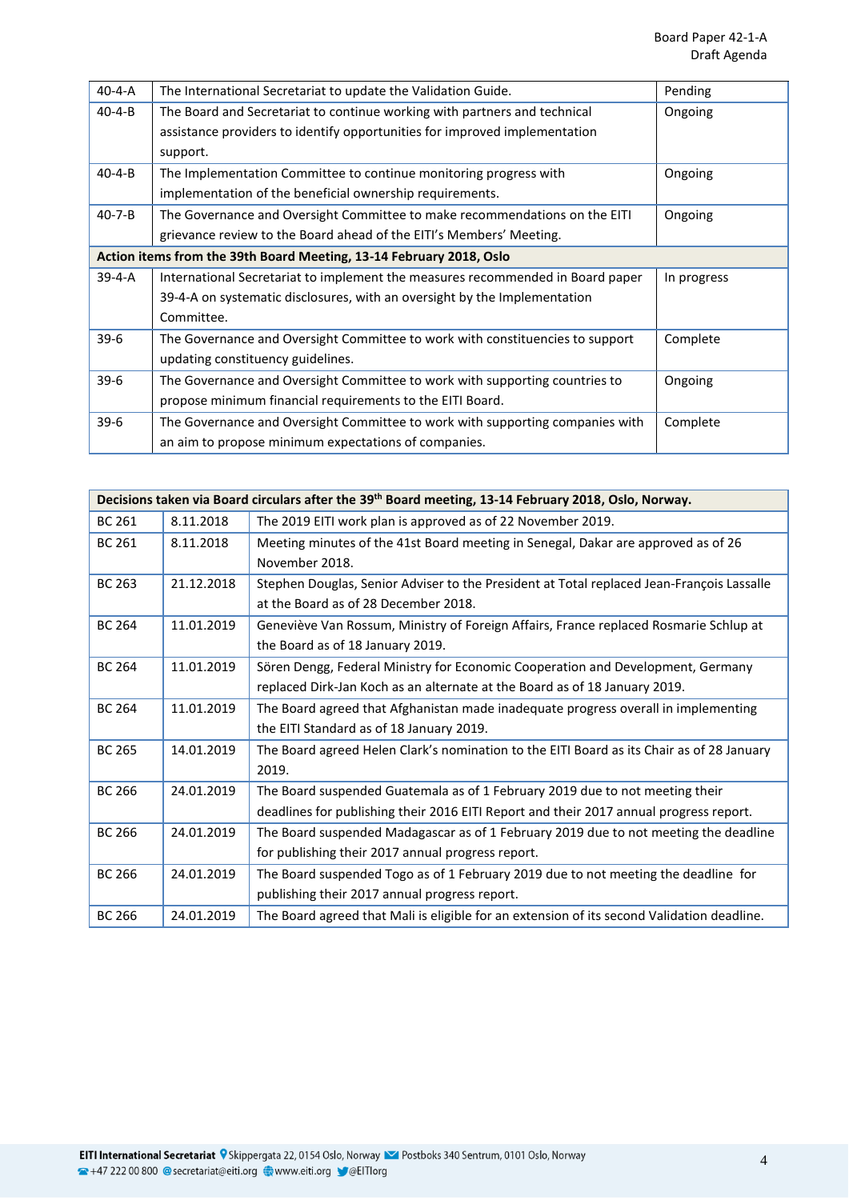| | | |
|---|---|---|
| 40-4-A | The International Secretariat to update the Validation Guide. | Pending |
| 40-4-B | The Board and Secretariat to continue working with partners and technical assistance providers to identify opportunities for improved implementation support. | Ongoing |
| 40-4-B | The Implementation Committee to continue monitoring progress with implementation of the beneficial ownership requirements. | Ongoing |
| 40-7-B | The Governance and Oversight Committee to make recommendations on the EITI grievance review to the Board ahead of the EITI's Members' Meeting. | Ongoing |
| **Action items from the 39th Board Meeting, 13-14 February 2018, Oslo** | | |
| 39-4-A | International Secretariat to implement the measures recommended in Board paper 39-4-A on systematic disclosures, with an oversight by the Implementation Committee. | In progress |
| 39-6 | The Governance and Oversight Committee to work with constituencies to support updating constituency guidelines. | Complete |
| 39-6 | The Governance and Oversight Committee to work with supporting countries to propose minimum financial requirements to the EITI Board. | Ongoing |
| 39-6 | The Governance and Oversight Committee to work with supporting companies with an aim to propose minimum expectations of companies. | Complete |

| **Decisions taken via Board circulars after the 39th Board meeting, 13-14 February 2018, Oslo, Norway.** | | |
|---|---|---|
| BC 261 | 8.11.2018 | The 2019 EITI work plan is approved as of 22 November 2019. |
| BC 261 | 8.11.2018 | Meeting minutes of the 41st Board meeting in Senegal, Dakar are approved as of 26 November 2018. |
| BC 263 | 21.12.2018 | Stephen Douglas, Senior Adviser to the President at Total replaced Jean-François Lassalle at the Board as of 28 December 2018. |
| BC 264 | 11.01.2019 | Geneviève Van Rossum, Ministry of Foreign Affairs, France replaced Rosmarie Schlup at the Board as of 18 January 2019. |
| BC 264 | 11.01.2019 | Sören Dengg, Federal Ministry for Economic Cooperation and Development, Germany replaced Dirk-Jan Koch as an alternate at the Board as of 18 January 2019. |
| BC 264 | 11.01.2019 | The Board agreed that Afghanistan made inadequate progress overall in implementing the EITI Standard as of 18 January 2019. |
| BC 265 | 14.01.2019 | The Board agreed Helen Clark's nomination to the EITI Board as its Chair as of 28 January 2019. |
| BC 266 | 24.01.2019 | The Board suspended Guatemala as of 1 February 2019 due to not meeting their deadlines for publishing their 2016 EITI Report and their 2017 annual progress report. |
| BC 266 | 24.01.2019 | The Board suspended Madagascar as of 1 February 2019 due to not meeting the deadline for publishing their 2017 annual progress report. |
| BC 266 | 24.01.2019 | The Board suspended Togo as of 1 February 2019 due to not meeting the deadline for publishing their 2017 annual progress report. |
| BC 266 | 24.01.2019 | The Board agreed that Mali is eligible for an extension of its second Validation deadline. |